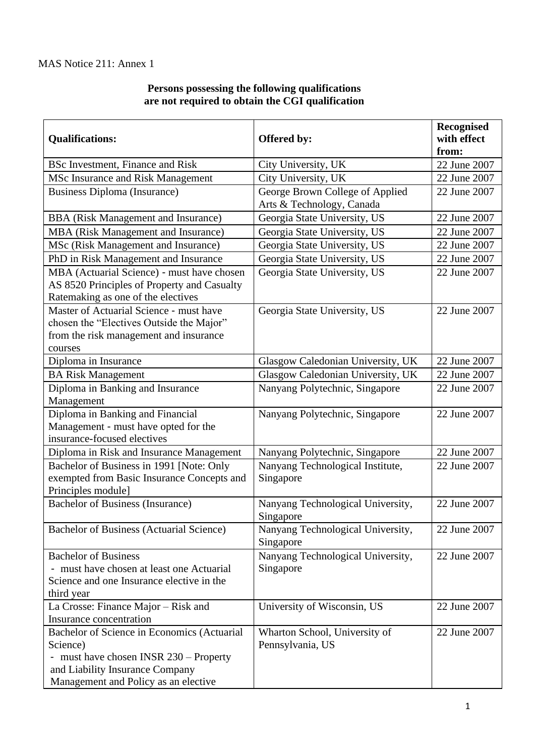MAS Notice 211: Annex 1

**Persons possessing the following qualifications are not required to obtain the CGI qualification**

| **Qualifications:** | **Offered by:** | **Recognised with effect from:** |
|---|---|---|
| BSc Investment, Finance and Risk | City University, UK | 22 June 2007 |
| MSc Insurance and Risk Management | City University, UK | 22 June 2007 |
| Business Diploma (Insurance) | George Brown College of Applied Arts & Technology, Canada | 22 June 2007 |
| BBA (Risk Management and Insurance) | Georgia State University, US | 22 June 2007 |
| MBA (Risk Management and Insurance) | Georgia State University, US | 22 June 2007 |
| MSc (Risk Management and Insurance) | Georgia State University, US | 22 June 2007 |
| PhD in Risk Management and Insurance | Georgia State University, US | 22 June 2007 |
| MBA (Actuarial Science) - must have chosen AS 8520 Principles of Property and Casualty Ratemaking as one of the electives | Georgia State University, US | 22 June 2007 |
| Master of Actuarial Science - must have chosen the "Electives Outside the Major" from the risk management and insurance courses | Georgia State University, US | 22 June 2007 |
| Diploma in Insurance | Glasgow Caledonian University, UK | 22 June 2007 |
| BA Risk Management | Glasgow Caledonian University, UK | 22 June 2007 |
| Diploma in Banking and Insurance Management | Nanyang Polytechnic, Singapore | 22 June 2007 |
| Diploma in Banking and Financial Management - must have opted for the insurance-focused electives | Nanyang Polytechnic, Singapore | 22 June 2007 |
| Diploma in Risk and Insurance Management | Nanyang Polytechnic, Singapore | 22 June 2007 |
| Bachelor of Business in 1991 [Note: Only exempted from Basic Insurance Concepts and Principles module] | Nanyang Technological Institute, Singapore | 22 June 2007 |
| Bachelor of Business (Insurance) | Nanyang Technological University, Singapore | 22 June 2007 |
| Bachelor of Business (Actuarial Science) | Nanyang Technological University, Singapore | 22 June 2007 |
| Bachelor of Business - must have chosen at least one Actuarial Science and one Insurance elective in the third year | Nanyang Technological University, Singapore | 22 June 2007 |
| La Crosse: Finance Major – Risk and Insurance concentration | University of Wisconsin, US | 22 June 2007 |
| Bachelor of Science in Economics (Actuarial Science) - must have chosen INSR 230 – Property and Liability Insurance Company Management and Policy as an elective | Wharton School, University of Pennsylvania, US | 22 June 2007 |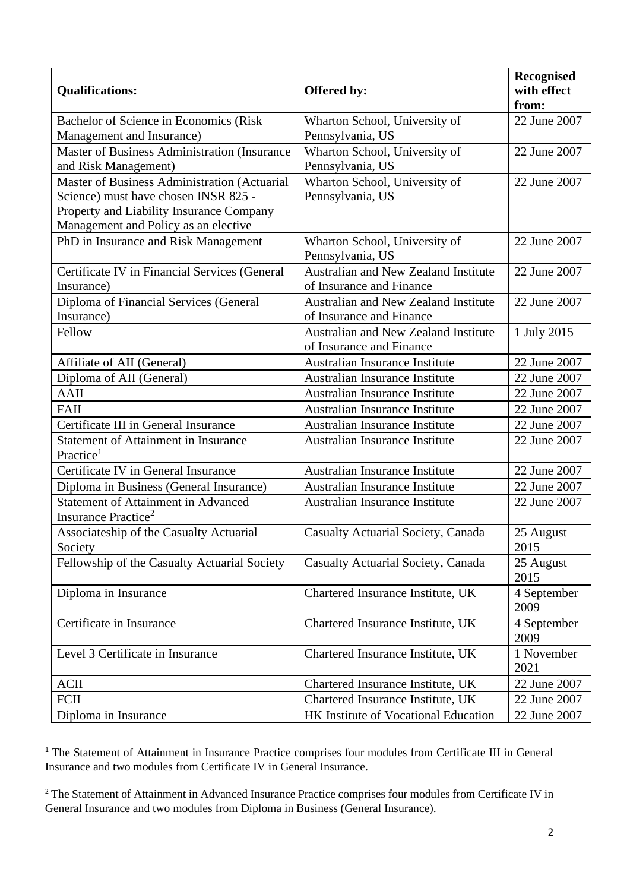| Qualifications: | Offered by: | Recognised with effect from: |
|---|---|---|
| Bachelor of Science in Economics (Risk Management and Insurance) | Wharton School, University of Pennsylvania, US | 22 June 2007 |
| Master of Business Administration (Insurance and Risk Management) | Wharton School, University of Pennsylvania, US | 22 June 2007 |
| Master of Business Administration (Actuarial Science) must have chosen INSR 825 - Property and Liability Insurance Company Management and Policy as an elective | Wharton School, University of Pennsylvania, US | 22 June 2007 |
| PhD in Insurance and Risk Management | Wharton School, University of Pennsylvania, US | 22 June 2007 |
| Certificate IV in Financial Services (General Insurance) | Australian and New Zealand Institute of Insurance and Finance | 22 June 2007 |
| Diploma of Financial Services (General Insurance) | Australian and New Zealand Institute of Insurance and Finance | 22 June 2007 |
| Fellow | Australian and New Zealand Institute of Insurance and Finance | 1 July 2015 |
| Affiliate of AII (General) | Australian Insurance Institute | 22 June 2007 |
| Diploma of AII (General) | Australian Insurance Institute | 22 June 2007 |
| AAII | Australian Insurance Institute | 22 June 2007 |
| FAII | Australian Insurance Institute | 22 June 2007 |
| Certificate III in General Insurance | Australian Insurance Institute | 22 June 2007 |
| Statement of Attainment in Insurance Practice[1] | Australian Insurance Institute | 22 June 2007 |
| Certificate IV in General Insurance | Australian Insurance Institute | 22 June 2007 |
| Diploma in Business (General Insurance) | Australian Insurance Institute | 22 June 2007 |
| Statement of Attainment in Advanced Insurance Practice[2] | Australian Insurance Institute | 22 June 2007 |
| Associateship of the Casualty Actuarial Society | Casualty Actuarial Society, Canada | 25 August 2015 |
| Fellowship of the Casualty Actuarial Society | Casualty Actuarial Society, Canada | 25 August 2015 |
| Diploma in Insurance | Chartered Insurance Institute, UK | 4 September 2009 |
| Certificate in Insurance | Chartered Insurance Institute, UK | 4 September 2009 |
| Level 3 Certificate in Insurance | Chartered Insurance Institute, UK | 1 November 2021 |
| ACII | Chartered Insurance Institute, UK | 22 June 2007 |
| FCII | Chartered Insurance Institute, UK | 22 June 2007 |
| Diploma in Insurance | HK Institute of Vocational Education | 22 June 2007 |

[1] The Statement of Attainment in Insurance Practice comprises four modules from Certificate III in General Insurance and two modules from Certificate IV in General Insurance.

[2] The Statement of Attainment in Advanced Insurance Practice comprises four modules from Certificate IV in General Insurance and two modules from Diploma in Business (General Insurance).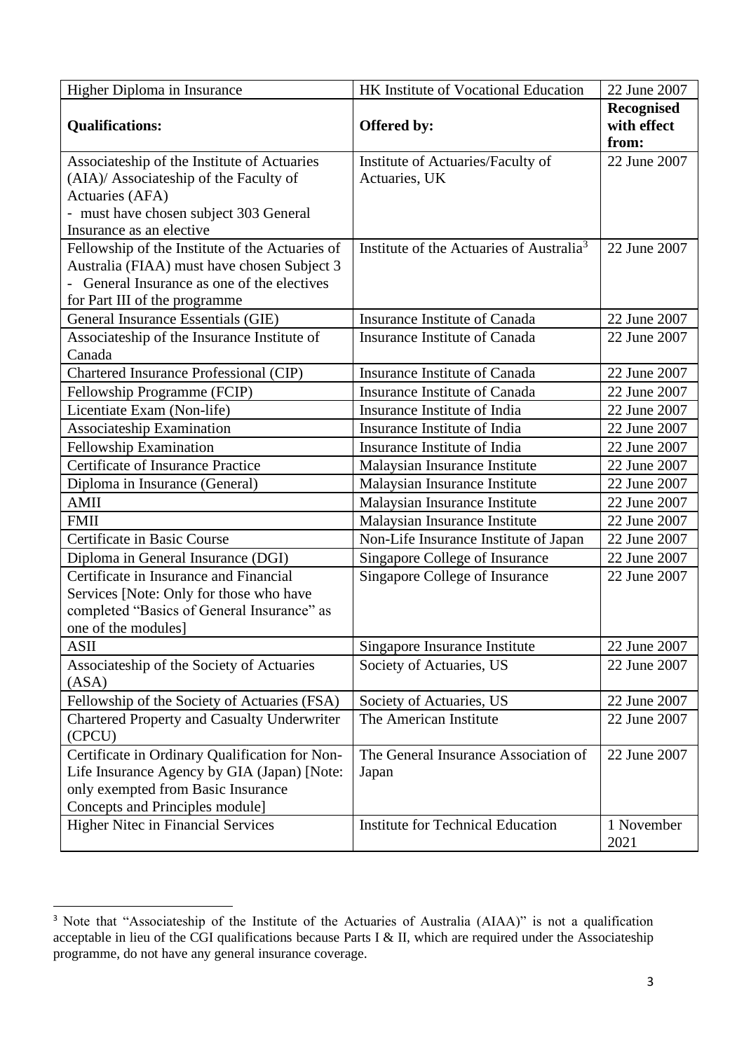| | | |
|---|---|---|
| Higher Diploma in Insurance | HK Institute of Vocational Education | 22 June 2007 |
| **Qualifications:** | **Offered by:** | **Recognised with effect from:** |
| Associateship of the Institute of Actuaries (AIA)/ Associateship of the Faculty of Actuaries (AFA)<br>- must have chosen subject 303 General Insurance as an elective | Institute of Actuaries/Faculty of Actuaries, UK | 22 June 2007 |
| Fellowship of the Institute of the Actuaries of Australia (FIAA) must have chosen Subject 3 - General Insurance as one of the electives for Part III of the programme | Institute of the Actuaries of Australia[3] | 22 June 2007 |
| General Insurance Essentials (GIE) | Insurance Institute of Canada | 22 June 2007 |
| Associateship of the Insurance Institute of Canada | Insurance Institute of Canada | 22 June 2007 |
| Chartered Insurance Professional (CIP) | Insurance Institute of Canada | 22 June 2007 |
| Fellowship Programme (FCIP) | Insurance Institute of Canada | 22 June 2007 |
| Licentiate Exam (Non-life) | Insurance Institute of India | 22 June 2007 |
| Associateship Examination | Insurance Institute of India | 22 June 2007 |
| Fellowship Examination | Insurance Institute of India | 22 June 2007 |
| Certificate of Insurance Practice | Malaysian Insurance Institute | 22 June 2007 |
| Diploma in Insurance (General) | Malaysian Insurance Institute | 22 June 2007 |
| AMII | Malaysian Insurance Institute | 22 June 2007 |
| FMII | Malaysian Insurance Institute | 22 June 2007 |
| Certificate in Basic Course | Non-Life Insurance Institute of Japan | 22 June 2007 |
| Diploma in General Insurance (DGI) | Singapore College of Insurance | 22 June 2007 |
| Certificate in Insurance and Financial Services [Note: Only for those who have completed "Basics of General Insurance" as one of the modules] | Singapore College of Insurance | 22 June 2007 |
| ASII | Singapore Insurance Institute | 22 June 2007 |
| Associateship of the Society of Actuaries (ASA) | Society of Actuaries, US | 22 June 2007 |
| Fellowship of the Society of Actuaries (FSA) | Society of Actuaries, US | 22 June 2007 |
| Chartered Property and Casualty Underwriter (CPCU) | The American Institute | 22 June 2007 |
| Certificate in Ordinary Qualification for Non-Life Insurance Agency by GIA (Japan) [Note: only exempted from Basic Insurance Concepts and Principles module] | The General Insurance Association of Japan | 22 June 2007 |
| Higher Nitec in Financial Services | Institute for Technical Education | 1 November 2021 |

[3] Note that "Associateship of the Institute of the Actuaries of Australia (AIAA)" is not a qualification acceptable in lieu of the CGI qualifications because Parts I & II, which are required under the Associateship programme, do not have any general insurance coverage.